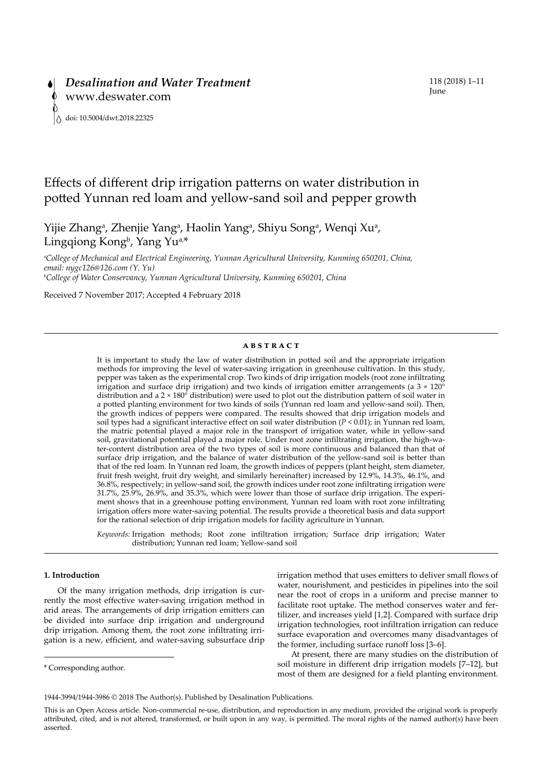# Effects of different drip irrigation patterns on water distribution in potted Yunnan red loam and yellow-sand soil and pepper growth

Yijie Zhang[a], Zhenjie Yang[a], Haolin Yang[a], Shiyu Song[a], Wenqi Xu[a], Lingqiong Kong[b], Yang Yu[a,*]

[a]*College of Mechanical and Electrical Engineering, Yunnan Agricultural University, Kunming 650201, China, email: nygc126@126.com (Y. Yu)*
[b]*College of Water Conservancy, Yunnan Agricultural University, Kunming 650201, China*

Received 7 November 2017; Accepted 4 February 2018

## ABSTRACT

It is important to study the law of water distribution in potted soil and the appropriate irrigation methods for improving the level of water-saving irrigation in greenhouse cultivation. In this study, pepper was taken as the experimental crop. Two kinds of drip irrigation models (root zone infiltrating irrigation and surface drip irrigation) and two kinds of irrigation emitter arrangements (a 3 × 120° distribution and a 2 × 180° distribution) were used to plot out the distribution pattern of soil water in a potted planting environment for two kinds of soils (Yunnan red loam and yellow-sand soil). Then, the growth indices of peppers were compared. The results showed that drip irrigation models and soil types had a significant interactive effect on soil water distribution ($P < 0.01$); in Yunnan red loam, the matric potential played a major role in the transport of irrigation water, while in yellow-sand soil, gravitational potential played a major role. Under root zone infiltrating irrigation, the high-water-content distribution area of the two types of soil is more continuous and balanced than that of surface drip irrigation, and the balance of water distribution of the yellow-sand soil is better than that of the red loam. In Yunnan red loam, the growth indices of peppers (plant height, stem diameter, fruit fresh weight, fruit dry weight, and similarly hereinafter) increased by 12.9%, 14.3%, 46.1%, and 36.8%, respectively; in yellow-sand soil, the growth indices under root zone infiltrating irrigation were 31.7%, 25.9%, 26.9%, and 35.3%, which were lower than those of surface drip irrigation. The experiment shows that in a greenhouse potting environment, Yunnan red loam with root zone infiltrating irrigation offers more water-saving potential. The results provide a theoretical basis and data support for the rational selection of drip irrigation models for facility agriculture in Yunnan.

*Keywords:* Irrigation methods; Root zone infiltration irrigation; Surface drip irrigation; Water distribution; Yunnan red loam; Yellow-sand soil

## 1. Introduction

Of the many irrigation methods, drip irrigation is currently the most effective water-saving irrigation method in arid areas. The arrangements of drip irrigation emitters can be divided into surface drip irrigation and underground drip irrigation. Among them, the root zone infiltrating irrigation is a new, efficient, and water-saving subsurface drip irrigation method that uses emitters to deliver small flows of water, nourishment, and pesticides in pipelines into the soil near the root of crops in a uniform and precise manner to facilitate root uptake. The method conserves water and fertilizer, and increases yield [1,2]. Compared with surface drip irrigation technologies, root infiltration irrigation can reduce surface evaporation and overcomes many disadvantages of the former, including surface runoff loss [3–6].

At present, there are many studies on the distribution of soil moisture in different drip irrigation models [7–12], but most of them are designed for a field planting environment.

\* Corresponding author.

1944-3994/1944-3986 © 2018 The Author(s). Published by Desalination Publications.

This is an Open Access article. Non-commercial re-use, distribution, and reproduction in any medium, provided the original work is properly attributed, cited, and is not altered, transformed, or built upon in any way, is permitted. The moral rights of the named author(s) have been asserted.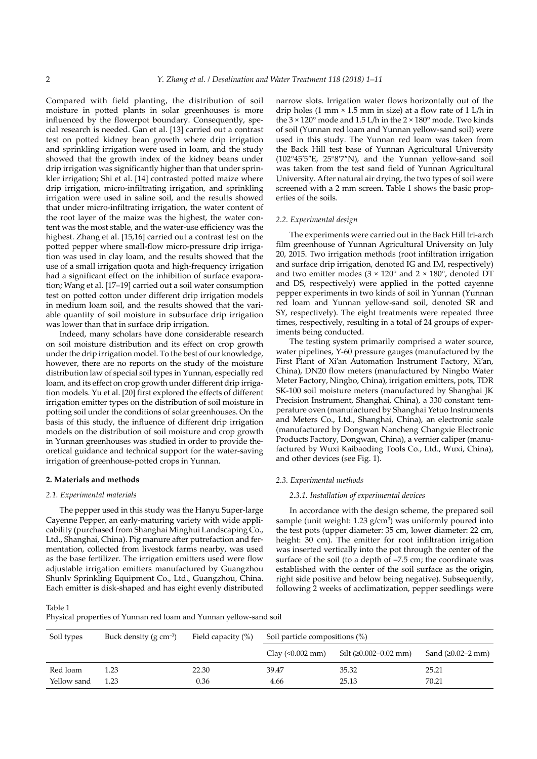Compared with field planting, the distribution of soil moisture in potted plants in solar greenhouses is more influenced by the flowerpot boundary. Consequently, special research is needed. Gan et al. [13] carried out a contrast test on potted kidney bean growth where drip irrigation and sprinkling irrigation were used in loam, and the study showed that the growth index of the kidney beans under drip irrigation was significantly higher than that under sprinkler irrigation; Shi et al. [14] contrasted potted maize where drip irrigation, micro-infiltrating irrigation, and sprinkling irrigation were used in saline soil, and the results showed that under micro-infiltrating irrigation, the water content of the root layer of the maize was the highest, the water content was the most stable, and the water-use efficiency was the highest. Zhang et al. [15,16] carried out a contrast test on the potted pepper where small-flow micro-pressure drip irrigation was used in clay loam, and the results showed that the use of a small irrigation quota and high-frequency irrigation had a significant effect on the inhibition of surface evaporation; Wang et al. [17–19] carried out a soil water consumption test on potted cotton under different drip irrigation models in medium loam soil, and the results showed that the variable quantity of soil moisture in subsurface drip irrigation was lower than that in surface drip irrigation.

Indeed, many scholars have done considerable research on soil moisture distribution and its effect on crop growth under the drip irrigation model. To the best of our knowledge, however, there are no reports on the study of the moisture distribution law of special soil types in Yunnan, especially red loam, and its effect on crop growth under different drip irrigation models. Yu et al. [20] first explored the effects of different irrigation emitter types on the distribution of soil moisture in potting soil under the conditions of solar greenhouses. On the basis of this study, the influence of different drip irrigation models on the distribution of soil moisture and crop growth in Yunnan greenhouses was studied in order to provide theoretical guidance and technical support for the water-saving irrigation of greenhouse-potted crops in Yunnan.

## 2. Materials and methods

### 2.1. Experimental materials

The pepper used in this study was the Hanyu Super-large Cayenne Pepper, an early-maturing variety with wide applicability (purchased from Shanghai Minghui Landscaping Co., Ltd., Shanghai, China). Pig manure after putrefaction and fermentation, collected from livestock farms nearby, was used as the base fertilizer. The irrigation emitters used were flow adjustable irrigation emitters manufactured by Guangzhou Shunlv Sprinkling Equipment Co., Ltd., Guangzhou, China. Each emitter is disk-shaped and has eight evenly distributed narrow slots. Irrigation water flows horizontally out of the drip holes (1 mm × 1.5 mm in size) at a flow rate of 1 L/h in the 3 × 120° mode and 1.5 L/h in the 2 × 180° mode. Two kinds of soil (Yunnan red loam and Yunnan yellow-sand soil) were used in this study. The Yunnan red loam was taken from the Back Hill test base of Yunnan Agricultural University (102°45′5″E, 25°8′7″N), and the Yunnan yellow-sand soil was taken from the test sand field of Yunnan Agricultural University. After natural air drying, the two types of soil were screened with a 2 mm screen. Table 1 shows the basic properties of the soils.

### 2.2. Experimental design

The experiments were carried out in the Back Hill tri-arch film greenhouse of Yunnan Agricultural University on July 20, 2015. Two irrigation methods (root infiltration irrigation and surface drip irrigation, denoted IG and IM, respectively) and two emitter modes (3 × 120° and 2 × 180°, denoted DT and DS, respectively) were applied in the potted cayenne pepper experiments in two kinds of soil in Yunnan (Yunnan red loam and Yunnan yellow-sand soil, denoted SR and SY, respectively). The eight treatments were repeated three times, respectively, resulting in a total of 24 groups of experiments being conducted.

The testing system primarily comprised a water source, water pipelines, Y-60 pressure gauges (manufactured by the First Plant of Xi'an Automation Instrument Factory, Xi'an, China), DN20 flow meters (manufactured by Ningbo Water Meter Factory, Ningbo, China), irrigation emitters, pots, TDR SK-100 soil moisture meters (manufactured by Shanghai JK Precision Instrument, Shanghai, China), a 330 constant temperature oven (manufactured by Shanghai Yetuo Instruments and Meters Co., Ltd., Shanghai, China), an electronic scale (manufactured by Dongwan Nancheng Changxie Electronic Products Factory, Dongwan, China), a vernier caliper (manufactured by Wuxi Kaibaoding Tools Co., Ltd., Wuxi, China), and other devices (see Fig. 1).

### 2.3. Experimental methods

#### 2.3.1. Installation of experimental devices

In accordance with the design scheme, the prepared soil sample (unit weight: 1.23 g/cm$^3$) was uniformly poured into the test pots (upper diameter: 35 cm, lower diameter: 22 cm, height: 30 cm). The emitter for root infiltration irrigation was inserted vertically into the pot through the center of the surface of the soil (to a depth of –7.5 cm; the coordinate was established with the center of the soil surface as the origin, right side positive and below being negative). Subsequently, following 2 weeks of acclimatization, pepper seedlings were

Table 1
Physical properties of Yunnan red loam and Yunnan yellow-sand soil

| Soil types | Buck density (g cm$^{-3}$) | Field capacity (%) | Soil particle compositions (%) | | |
|---|---|---|---|---|---|
| | | | Clay (<0.002 mm) | Silt (≥0.002–0.02 mm) | Sand (≥0.02–2 mm) |
| Red loam | 1.23 | 22.30 | 39.47 | 35.32 | 25.21 |
| Yellow sand | 1.23 | 0.36 | 4.66 | 25.13 | 70.21 |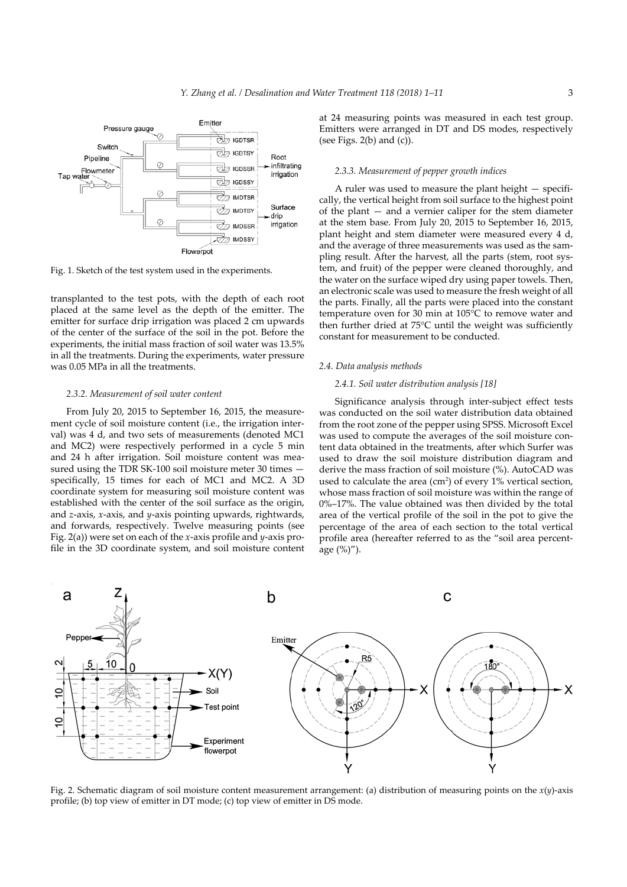Fig. 1. Sketch of the test system used in the experiments.

transplanted to the test pots, with the depth of each root placed at the same level as the depth of the emitter. The emitter for surface drip irrigation was placed 2 cm upwards of the center of the surface of the soil in the pot. Before the experiments, the initial mass fraction of soil water was 13.5% in all the treatments. During the experiments, water pressure was 0.05 MPa in all the treatments.

#### *2.3.2. Measurement of soil water content*

From July 20, 2015 to September 16, 2015, the measurement cycle of soil moisture content (i.e., the irrigation interval) was 4 d, and two sets of measurements (denoted MC1 and MC2) were respectively performed in a cycle 5 min and 24 h after irrigation. Soil moisture content was measured using the TDR SK-100 soil moisture meter 30 times — specifically, 15 times for each of MC1 and MC2. A 3D coordinate system for measuring soil moisture content was established with the center of the soil surface as the origin, and *z*-axis, *x*-axis, and *y*-axis pointing upwards, rightwards, and forwards, respectively. Twelve measuring points (see Fig. 2(a)) were set on each of the *x*-axis profile and *y*-axis profile in the 3D coordinate system, and soil moisture content at 24 measuring points was measured in each test group. Emitters were arranged in DT and DS modes, respectively (see Figs. 2(b) and (c)).

#### *2.3.3. Measurement of pepper growth indices*

A ruler was used to measure the plant height — specifically, the vertical height from soil surface to the highest point of the plant — and a vernier caliper for the stem diameter at the stem base. From July 20, 2015 to September 16, 2015, plant height and stem diameter were measured every 4 d, and the average of three measurements was used as the sampling result. After the harvest, all the parts (stem, root system, and fruit) of the pepper were cleaned thoroughly, and the water on the surface wiped dry using paper towels. Then, an electronic scale was used to measure the fresh weight of all the parts. Finally, all the parts were placed into the constant temperature oven for 30 min at 105°C to remove water and then further dried at 75°C until the weight was sufficiently constant for measurement to be conducted.

### *2.4. Data analysis methods*

#### *2.4.1. Soil water distribution analysis [18]*

Significance analysis through inter-subject effect tests was conducted on the soil water distribution data obtained from the root zone of the pepper using SPSS. Microsoft Excel was used to compute the averages of the soil moisture content data obtained in the treatments, after which Surfer was used to draw the soil moisture distribution diagram and derive the mass fraction of soil moisture (%). AutoCAD was used to calculate the area (cm$^2$) of every 1% vertical section, whose mass fraction of soil moisture was within the range of 0%–17%. The value obtained was then divided by the total area of the vertical profile of the soil in the pot to give the percentage of the area of each section to the total vertical profile area (hereafter referred to as the "soil area percentage (%)").

Fig. 2. Schematic diagram of soil moisture content measurement arrangement: (a) distribution of measuring points on the *x*(*y*)-axis profile; (b) top view of emitter in DT mode; (c) top view of emitter in DS mode.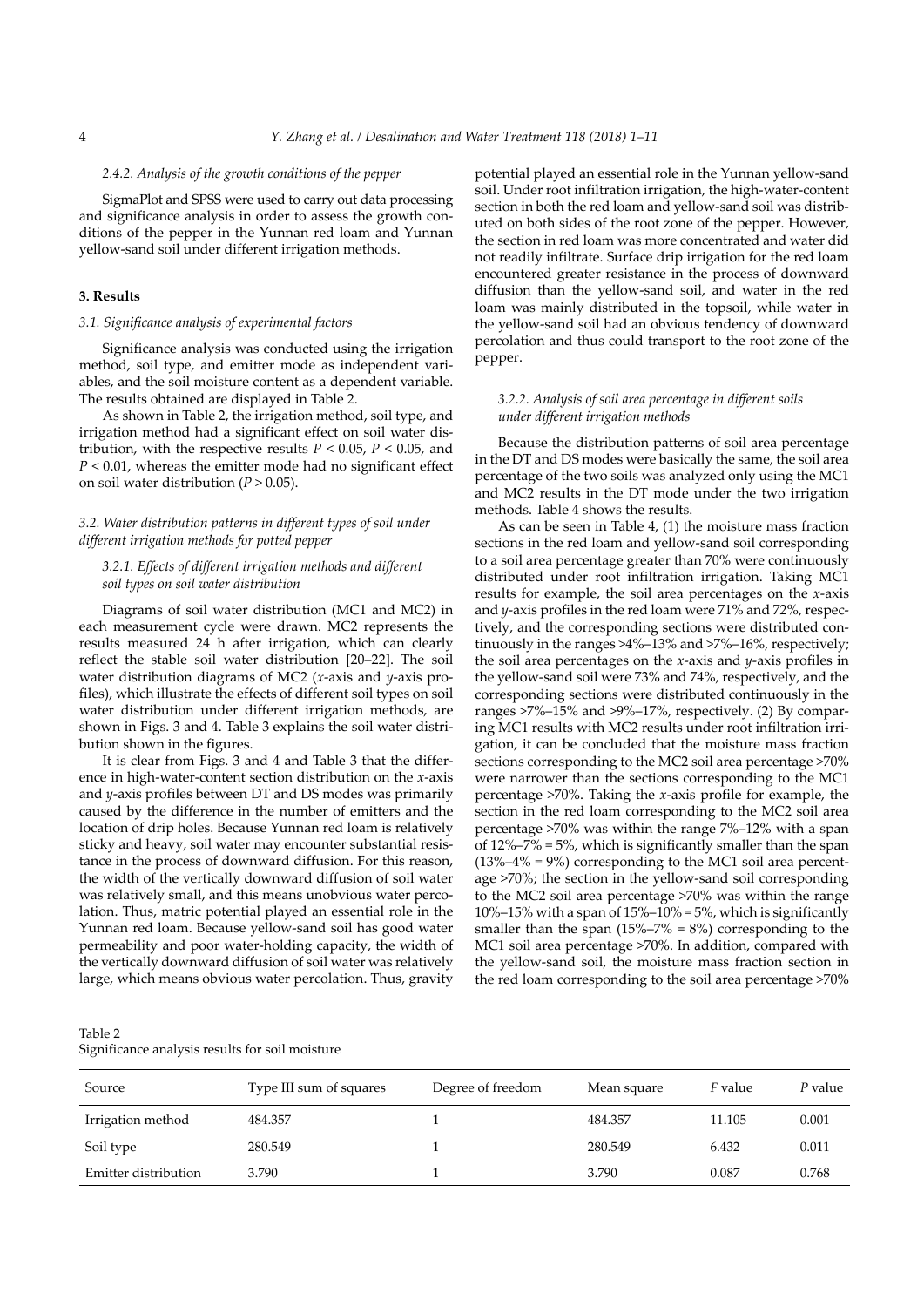#### 2.4.2. Analysis of the growth conditions of the pepper

SigmaPlot and SPSS were used to carry out data processing and significance analysis in order to assess the growth conditions of the pepper in the Yunnan red loam and Yunnan yellow-sand soil under different irrigation methods.

## 3. Results

### 3.1. Significance analysis of experimental factors

Significance analysis was conducted using the irrigation method, soil type, and emitter mode as independent variables, and the soil moisture content as a dependent variable. The results obtained are displayed in Table 2.

As shown in Table 2, the irrigation method, soil type, and irrigation method had a significant effect on soil water distribution, with the respective results $P < 0.05$, $P < 0.05$, and $P < 0.01$, whereas the emitter mode had no significant effect on soil water distribution ($P > 0.05$).

### 3.2. Water distribution patterns in different types of soil under different irrigation methods for potted pepper

#### 3.2.1. Effects of different irrigation methods and different soil types on soil water distribution

Diagrams of soil water distribution (MC1 and MC2) in each measurement cycle were drawn. MC2 represents the results measured 24 h after irrigation, which can clearly reflect the stable soil water distribution [20–22]. The soil water distribution diagrams of MC2 (*x*-axis and *y*-axis profiles), which illustrate the effects of different soil types on soil water distribution under different irrigation methods, are shown in Figs. 3 and 4. Table 3 explains the soil water distribution shown in the figures.

It is clear from Figs. 3 and 4 and Table 3 that the difference in high-water-content section distribution on the *x*-axis and *y*-axis profiles between DT and DS modes was primarily caused by the difference in the number of emitters and the location of drip holes. Because Yunnan red loam is relatively sticky and heavy, soil water may encounter substantial resistance in the process of downward diffusion. For this reason, the width of the vertically downward diffusion of soil water was relatively small, and this means unobvious water percolation. Thus, matric potential played an essential role in the Yunnan red loam. Because yellow-sand soil has good water permeability and poor water-holding capacity, the width of the vertically downward diffusion of soil water was relatively large, which means obvious water percolation. Thus, gravity potential played an essential role in the Yunnan yellow-sand soil. Under root infiltration irrigation, the high-water-content section in both the red loam and yellow-sand soil was distributed on both sides of the root zone of the pepper. However, the section in red loam was more concentrated and water did not readily infiltrate. Surface drip irrigation for the red loam encountered greater resistance in the process of downward diffusion than the yellow-sand soil, and water in the red loam was mainly distributed in the topsoil, while water in the yellow-sand soil had an obvious tendency of downward percolation and thus could transport to the root zone of the pepper.

#### 3.2.2. Analysis of soil area percentage in different soils under different irrigation methods

Because the distribution patterns of soil area percentage in the DT and DS modes were basically the same, the soil area percentage of the two soils was analyzed only using the MC1 and MC2 results in the DT mode under the two irrigation methods. Table 4 shows the results.

As can be seen in Table 4, (1) the moisture mass fraction sections in the red loam and yellow-sand soil corresponding to a soil area percentage greater than 70% were continuously distributed under root infiltration irrigation. Taking MC1 results for example, the soil area percentages on the *x*-axis and *y*-axis profiles in the red loam were 71% and 72%, respectively, and the corresponding sections were distributed continuously in the ranges >4%–13% and >7%–16%, respectively; the soil area percentages on the *x*-axis and *y*-axis profiles in the yellow-sand soil were 73% and 74%, respectively, and the corresponding sections were distributed continuously in the ranges >7%–15% and >9%–17%, respectively. (2) By comparing MC1 results with MC2 results under root infiltration irrigation, it can be concluded that the moisture mass fraction sections corresponding to the MC2 soil area percentage >70% were narrower than the sections corresponding to the MC1 percentage >70%. Taking the *x*-axis profile for example, the section in the red loam corresponding to the MC2 soil area percentage >70% was within the range 7%–12% with a span of 12%–7% = 5%, which is significantly smaller than the span (13%–4% = 9%) corresponding to the MC1 soil area percentage >70%; the section in the yellow-sand soil corresponding to the MC2 soil area percentage >70% was within the range 10%–15% with a span of 15%–10% = 5%, which is significantly smaller than the span (15%–7% = 8%) corresponding to the MC1 soil area percentage >70%. In addition, compared with the yellow-sand soil, the moisture mass fraction section in the red loam corresponding to the soil area percentage >70%

Table 2
Significance analysis results for soil moisture

| Source | Type III sum of squares | Degree of freedom | Mean square | *F* value | *P* value |
|---|---|---|---|---|---|
| Irrigation method | 484.357 | 1 | 484.357 | 11.105 | 0.001 |
| Soil type | 280.549 | 1 | 280.549 | 6.432 | 0.011 |
| Emitter distribution | 3.790 | 1 | 3.790 | 0.087 | 0.768 |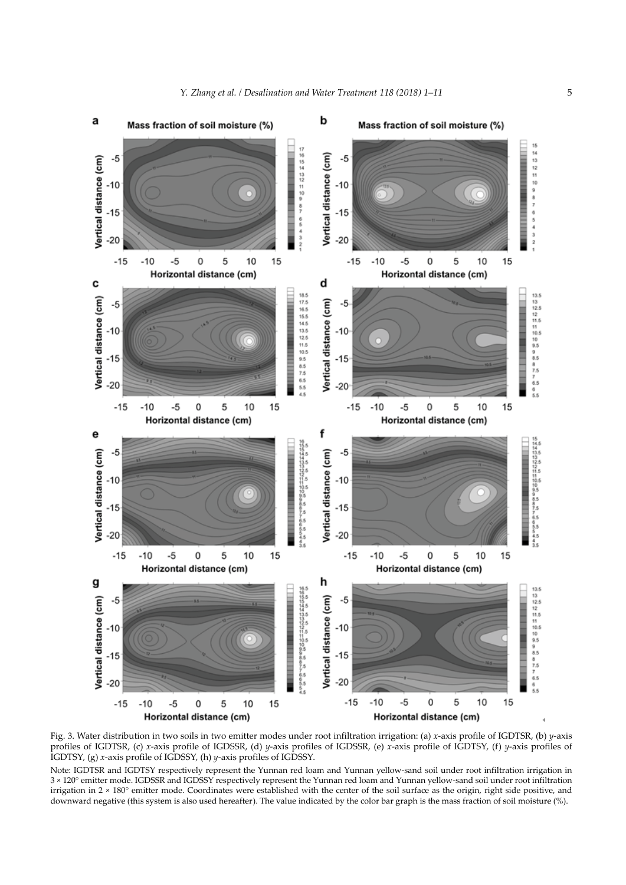Fig. 3. Water distribution in two soils in two emitter modes under root infiltration irrigation: (a) *x*-axis profile of IGDTSR, (b) *y*-axis profiles of IGDTSR, (c) *x*-axis profile of IGDSSR, (d) *y*-axis profiles of IGDSSR, (e) *x*-axis profile of IGDTSY, (f) *y*-axis profiles of IGDTSY, (g) *x*-axis profile of IGDSSY, (h) *y*-axis profiles of IGDSSY.

Note: IGDTSR and IGDTSY respectively represent the Yunnan red loam and Yunnan yellow-sand soil under root infiltration irrigation in 3 × 120° emitter mode. IGDSSR and IGDSSY respectively represent the Yunnan red loam and Yunnan yellow-sand soil under root infiltration irrigation in 2 × 180° emitter mode. Coordinates were established with the center of the soil surface as the origin, right side positive, and downward negative (this system is also used hereafter). The value indicated by the color bar graph is the mass fraction of soil moisture (%).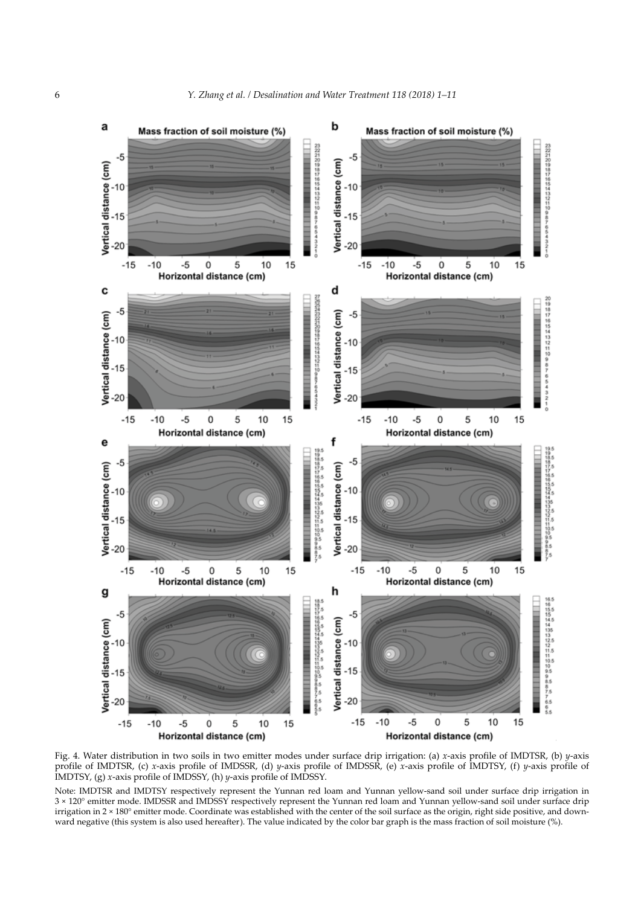Fig. 4. Water distribution in two soils in two emitter modes under surface drip irrigation: (a) *x*-axis profile of IMDTSR, (b) *y*-axis profile of IMDTSR, (c) *x*-axis profile of IMDSSR, (d) *y*-axis profile of IMDSSR, (e) *x*-axis profile of IMDTSY, (f) *y*-axis profile of IMDTSY, (g) *x*-axis profile of IMDSSY, (h) *y*-axis profile of IMDSSY.

Note: IMDTSR and IMDTSY respectively represent the Yunnan red loam and Yunnan yellow-sand soil under surface drip irrigation in 3 × 120° emitter mode. IMDSSR and IMDSSY respectively represent the Yunnan red loam and Yunnan yellow-sand soil under surface drip irrigation in 2 × 180° emitter mode. Coordinate was established with the center of the soil surface as the origin, right side positive, and downward negative (this system is also used hereafter). The value indicated by the color bar graph is the mass fraction of soil moisture (%).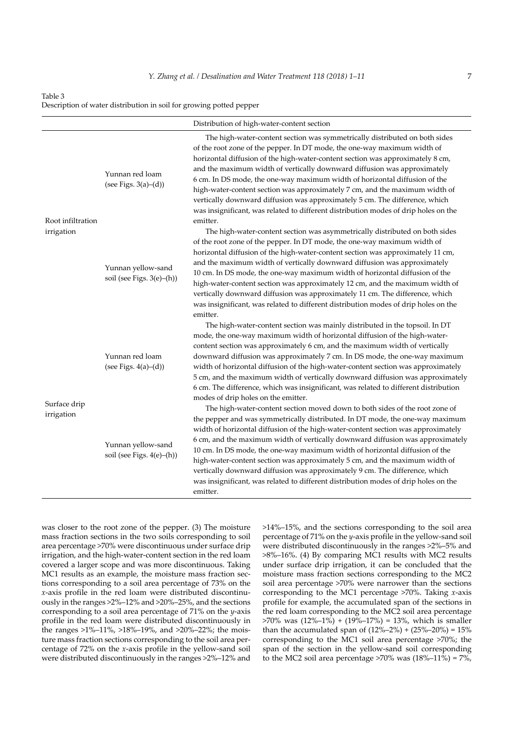Table 3
Description of water distribution in soil for growing potted pepper

| | | Distribution of high-water-content section |
|---|---|---|
| Root infiltration irrigation | Yunnan red loam (see Figs. 3(a)–(d)) | The high-water-content section was symmetrically distributed on both sides of the root zone of the pepper. In DT mode, the one-way maximum width of horizontal diffusion of the high-water-content section was approximately 8 cm, and the maximum width of vertically downward diffusion was approximately 6 cm. In DS mode, the one-way maximum width of horizontal diffusion of the high-water-content section was approximately 7 cm, and the maximum width of vertically downward diffusion was approximately 5 cm. The difference, which was insignificant, was related to different distribution modes of drip holes on the emitter. |
| | Yunnan yellow-sand soil (see Figs. 3(e)–(h)) | The high-water-content section was asymmetrically distributed on both sides of the root zone of the pepper. In DT mode, the one-way maximum width of horizontal diffusion of the high-water-content section was approximately 11 cm, and the maximum width of vertically downward diffusion was approximately 10 cm. In DS mode, the one-way maximum width of horizontal diffusion of the high-water-content section was approximately 12 cm, and the maximum width of vertically downward diffusion was approximately 11 cm. The difference, which was insignificant, was related to different distribution modes of drip holes on the emitter. |
| Surface drip irrigation | Yunnan red loam (see Figs. 4(a)–(d)) | The high-water-content section was mainly distributed in the topsoil. In DT mode, the one-way maximum width of horizontal diffusion of the high-water-content section was approximately 6 cm, and the maximum width of vertically downward diffusion was approximately 7 cm. In DS mode, the one-way maximum width of horizontal diffusion of the high-water-content section was approximately 5 cm, and the maximum width of vertically downward diffusion was approximately 6 cm. The difference, which was insignificant, was related to different distribution modes of drip holes on the emitter. |
| | Yunnan yellow-sand soil (see Figs. 4(e)–(h)) | The high-water-content section moved down to both sides of the root zone of the pepper and was symmetrically distributed. In DT mode, the one-way maximum width of horizontal diffusion of the high-water-content section was approximately 6 cm, and the maximum width of vertically downward diffusion was approximately 10 cm. In DS mode, the one-way maximum width of horizontal diffusion of the high-water-content section was approximately 5 cm, and the maximum width of vertically downward diffusion was approximately 9 cm. The difference, which was insignificant, was related to different distribution modes of drip holes on the emitter. |

was closer to the root zone of the pepper. (3) The moisture mass fraction sections in the two soils corresponding to soil area percentage >70% were discontinuous under surface drip irrigation, and the high-water-content section in the red loam covered a larger scope and was more discontinuous. Taking MC1 results as an example, the moisture mass fraction sections corresponding to a soil area percentage of 73% on the *x*-axis profile in the red loam were distributed discontinuously in the ranges >2%–12% and >20%–25%, and the sections corresponding to a soil area percentage of 71% on the *y*-axis profile in the red loam were distributed discontinuously in the ranges >1%–11%, >18%–19%, and >20%–22%; the moisture mass fraction sections corresponding to the soil area percentage of 72% on the *x*-axis profile in the yellow-sand soil were distributed discontinuously in the ranges >2%–12% and >14%–15%, and the sections corresponding to the soil area percentage of 71% on the *y*-axis profile in the yellow-sand soil were distributed discontinuously in the ranges >2%–5% and >8%–16%. (4) By comparing MC1 results with MC2 results under surface drip irrigation, it can be concluded that the moisture mass fraction sections corresponding to the MC2 soil area percentage >70% were narrower than the sections corresponding to the MC1 percentage >70%. Taking *x*-axis profile for example, the accumulated span of the sections in the red loam corresponding to the MC2 soil area percentage >70% was (12%–1%) + (19%–17%) = 13%, which is smaller than the accumulated span of (12%–2%) + (25%–20%) = 15% corresponding to the MC1 soil area percentage >70%; the span of the section in the yellow-sand soil corresponding to the MC2 soil area percentage >70% was (18%–11%) = 7%,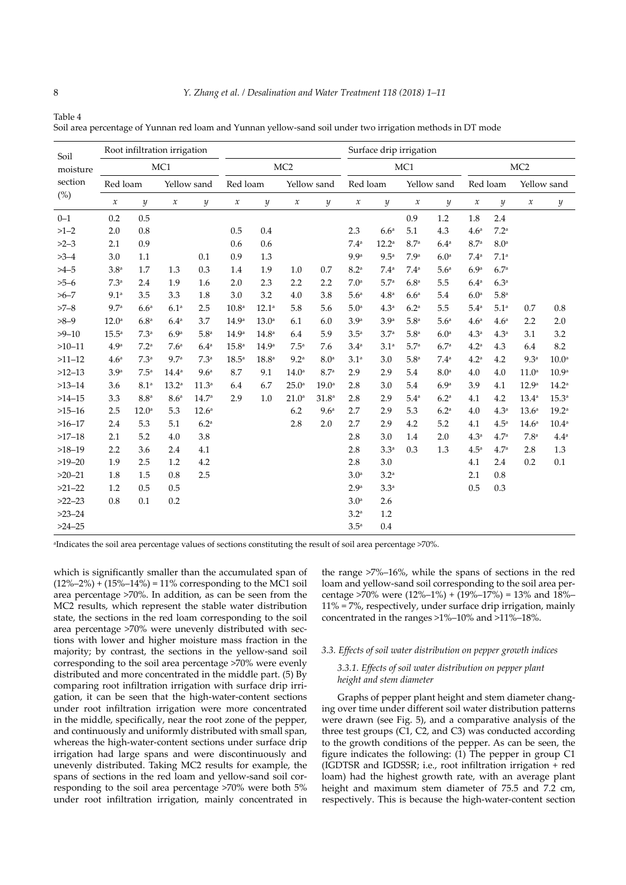Table 4
Soil area percentage of Yunnan red loam and Yunnan yellow-sand soil under two irrigation methods in DT mode

| Soil moisture section (%) | Root infiltration irrigation | | | | | | | | Surface drip irrigation | | | | | | | |
|---|---|---|---|---|---|---|---|---|---|---|---|---|---|---|---|---|
| | MC1 | | | | MC2 | | | | MC1 | | | | MC2 | | | |
| | Red loam | | Yellow sand | | Red loam | | Yellow sand | | Red loam | | Yellow sand | | Red loam | | Yellow sand | |
| | $x$ | $y$ | $x$ | $y$ | $x$ | $y$ | $x$ | $y$ | $x$ | $y$ | $x$ | $y$ | $x$ | $y$ | $x$ | $y$ |
| 0–1 | 0.2 | 0.5 | | | | | | | | | 0.9 | 1.2 | 1.8 | 2.4 | | |
| >1–2 | 2.0 | 0.8 | | | 0.5 | 0.4 | | | 2.3 | 6.6[a] | 5.1 | 4.3 | 4.6[a] | 7.2[a] | | |
| >2–3 | 2.1 | 0.9 | | | 0.6 | 0.6 | | | 7.4[a] | 12.2[a] | 8.7[a] | 6.4[a] | 8.7[a] | 8.0[a] | | |
| >3–4 | 3.0 | 1.1 | | 0.1 | 0.9 | 1.3 | | | 9.9[a] | 9.5[a] | 7.9[a] | 6.0[a] | 7.4[a] | 7.1[a] | | |
| >4–5 | 3.8[a] | 1.7 | 1.3 | 0.3 | 1.4 | 1.9 | 1.0 | 0.7 | 8.2[a] | 7.4[a] | 7.4[a] | 5.6[a] | 6.9[a] | 6.7[a] | | |
| >5–6 | 7.3[a] | 2.4 | 1.9 | 1.6 | 2.0 | 2.3 | 2.2 | 2.2 | 7.0[a] | 5.7[a] | 6.8[a] | 5.5 | 6.4[a] | 6.3[a] | | |
| >6–7 | 9.1[a] | 3.5 | 3.3 | 1.8 | 3.0 | 3.2 | 4.0 | 3.8 | 5.6[a] | 4.8[a] | 6.6[a] | 5.4 | 6.0[a] | 5.8[a] | | |
| >7–8 | 9.7[a] | 6.6[a] | 6.1[a] | 2.5 | 10.8[a] | 12.1[a] | 5.8 | 5.6 | 5.0[a] | 4.3[a] | 6.2[a] | 5.5 | 5.4[a] | 5.1[a] | 0.7 | 0.8 |
| >8–9 | 12.0[a] | 6.8[a] | 6.4[a] | 3.7 | 14.9[a] | 13.0[a] | 6.1 | 6.0 | 3.9[a] | 3.9[a] | 5.8[a] | 5.6[a] | 4.6[a] | 4.6[a] | 2.2 | 2.0 |
| >9–10 | 15.5[a] | 7.3[a] | 6.9[a] | 5.8[a] | 14.9[a] | 14.8[a] | 6.4 | 5.9 | 3.5[a] | 3.7[a] | 5.8[a] | 6.0[a] | 4.3[a] | 4.3[a] | 3.1 | 3.2 |
| >10–11 | 4.9[a] | 7.2[a] | 7.6[a] | 6.4[a] | 15.8[a] | 14.9[a] | 7.5[a] | 7.6 | 3.4[a] | 3.1[a] | 5.7[a] | 6.7[a] | 4.2[a] | 4.3 | 6.4 | 8.2 |
| >11–12 | 4.6[a] | 7.3[a] | 9.7[a] | 7.3[a] | 18.5[a] | 18.8[a] | 9.2[a] | 8.0[a] | 3.1[a] | 3.0 | 5.8[a] | 7.4[a] | 4.2[a] | 4.2 | 9.3[a] | 10.0[a] |
| >12–13 | 3.9[a] | 7.5[a] | 14.4[a] | 9.6[a] | 8.7 | 9.1 | 14.0[a] | 8.7[a] | 2.9 | 2.9 | 5.4 | 8.0[a] | 4.0 | 4.0 | 11.0[a] | 10.9[a] |
| >13–14 | 3.6 | 8.1[a] | 13.2[a] | 11.3[a] | 6.4 | 6.7 | 25.0[a] | 19.0[a] | 2.8 | 3.0 | 5.4 | 6.9[a] | 3.9 | 4.1 | 12.9[a] | 14.2[a] |
| >14–15 | 3.3 | 8.8[a] | 8.6[a] | 14.7[a] | 2.9 | 1.0 | 21.0[a] | 31.8[a] | 2.8 | 2.9 | 5.4[a] | 6.2[a] | 4.1 | 4.2 | 13.4[a] | 15.3[a] |
| >15–16 | 2.5 | 12.0[a] | 5.3 | 12.6[a] | | | 6.2 | 9.6[a] | 2.7 | 2.9 | 5.3 | 6.2[a] | 4.0 | 4.3[a] | 13.6[a] | 19.2[a] |
| >16–17 | 2.4 | 5.3 | 5.1 | 6.2[a] | | | 2.8 | 2.0 | 2.7 | 2.9 | 4.2 | 5.2 | 4.1 | 4.5[a] | 14.6[a] | 10.4[a] |
| >17–18 | 2.1 | 5.2 | 4.0 | 3.8 | | | | | 2.8 | 3.0 | 1.4 | 2.0 | 4.3[a] | 4.7[a] | 7.8[a] | 4.4[a] |
| >18–19 | 2.2 | 3.6 | 2.4 | 4.1 | | | | | 2.8 | 3.3[a] | 0.3 | 1.3 | 4.5[a] | 4.7[a] | 2.8 | 1.3 |
| >19–20 | 1.9 | 2.5 | 1.2 | 4.2 | | | | | 2.8 | 3.0 | | | 4.1 | 2.4 | 0.2 | 0.1 |
| >20–21 | 1.8 | 1.5 | 0.8 | 2.5 | | | | | 3.0[a] | 3.2[a] | | | 2.1 | 0.8 | | |
| >21–22 | 1.2 | 0.5 | 0.5 | | | | | | 2.9[a] | 3.3[a] | | | 0.5 | 0.3 | | |
| >22–23 | 0.8 | 0.1 | 0.2 | | | | | | 3.0[a] | 2.6 | | | | | | |
| >23–24 | | | | | | | | | 3.2[a] | 1.2 | | | | | | |
| >24–25 | | | | | | | | | 3.5[a] | 0.4 | | | | | | |

[a]Indicates the soil area percentage values of sections constituting the result of soil area percentage >70%.

which is significantly smaller than the accumulated span of (12%–2%) + (15%–14%) = 11% corresponding to the MC1 soil area percentage >70%. In addition, as can be seen from the MC2 results, which represent the stable water distribution state, the sections in the red loam corresponding to the soil area percentage >70% were unevenly distributed with sections with lower and higher moisture mass fraction in the majority; by contrast, the sections in the yellow-sand soil corresponding to the soil area percentage >70% were evenly distributed and more concentrated in the middle part. (5) By comparing root infiltration irrigation with surface drip irrigation, it can be seen that the high-water-content sections under root infiltration irrigation were more concentrated in the middle, specifically, near the root zone of the pepper, and continuously and uniformly distributed with small span, whereas the high-water-content sections under surface drip irrigation had large spans and were discontinuously and unevenly distributed. Taking MC2 results for example, the spans of sections in the red loam and yellow-sand soil corresponding to the soil area percentage >70% were both 5% under root infiltration irrigation, mainly concentrated in the range >7%–16%, while the spans of sections in the red loam and yellow-sand soil corresponding to the soil area percentage >70% were (12%–1%) + (19%–17%) = 13% and 18%–11% = 7%, respectively, under surface drip irrigation, mainly concentrated in the ranges >1%–10% and >11%–18%.

### 3.3. Effects of soil water distribution on pepper growth indices

#### 3.3.1. Effects of soil water distribution on pepper plant height and stem diameter

Graphs of pepper plant height and stem diameter changing over time under different soil water distribution patterns were drawn (see Fig. 5), and a comparative analysis of the three test groups (C1, C2, and C3) was conducted according to the growth conditions of the pepper. As can be seen, the figure indicates the following: (1) The pepper in group C1 (IGDTSR and IGDSSR; i.e., root infiltration irrigation + red loam) had the highest growth rate, with an average plant height and maximum stem diameter of 75.5 and 7.2 cm, respectively. This is because the high-water-content section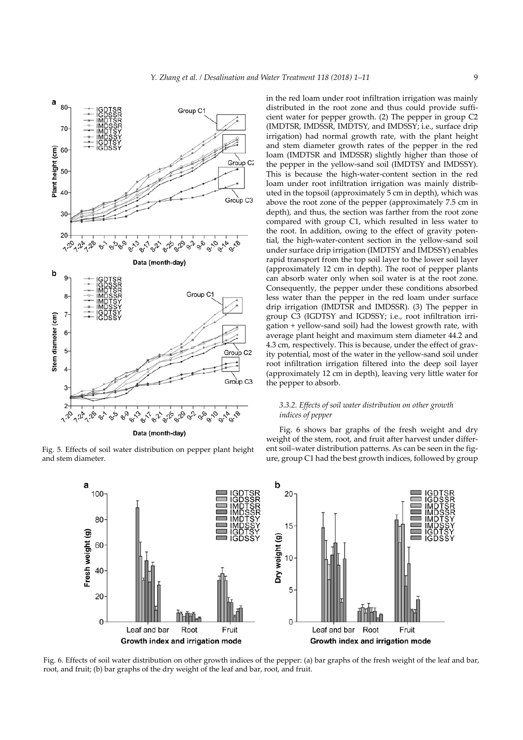in the red loam under root infiltration irrigation was mainly distributed in the root zone and thus could provide sufficient water for pepper growth. (2) The pepper in group C2 (IMDTSR, IMDSSR, IMDTSY, and IMDSSY; i.e., surface drip irrigation) had normal growth rate, with the plant height and stem diameter growth rates of the pepper in the red loam (IMDTSR and IMDSSR) slightly higher than those of the pepper in the yellow-sand soil (IMDTSY and IMDSSY). This is because the high-water-content section in the red loam under root infiltration irrigation was mainly distributed in the topsoil (approximately 5 cm in depth), which was above the root zone of the pepper (approximately 7.5 cm in depth), and thus, the section was farther from the root zone compared with group C1, which resulted in less water to the root. In addition, owing to the effect of gravity potential, the high-water-content section in the yellow-sand soil under surface drip irrigation (IMDTSY and IMDSSY) enables rapid transport from the top soil layer to the lower soil layer (approximately 12 cm in depth). The root of pepper plants can absorb water only when soil water is at the root zone. Consequently, the pepper under these conditions absorbed less water than the pepper in the red loam under surface drip irrigation (IMDTSR and IMDSSR). (3) The pepper in group C3 (IGDTSY and IGDSSY; i.e., root infiltration irrigation + yellow-sand soil) had the lowest growth rate, with average plant height and maximum stem diameter 44.2 and 4.3 cm, respectively. This is because, under the effect of gravity potential, most of the water in the yellow-sand soil under root infiltration irrigation filtered into the deep soil layer (approximately 12 cm in depth), leaving very little water for the pepper to absorb.

Fig. 5. Effects of soil water distribution on pepper plant height and stem diameter.

#### 3.3.2. Effects of soil water distribution on other growth indices of pepper

Fig. 6 shows bar graphs of the fresh weight and dry weight of the stem, root, and fruit after harvest under different soil–water distribution patterns. As can be seen in the figure, group C1 had the best growth indices, followed by group

Fig. 6. Effects of soil water distribution on other growth indices of the pepper: (a) bar graphs of the fresh weight of the leaf and bar, root, and fruit; (b) bar graphs of the dry weight of the leaf and bar, root, and fruit.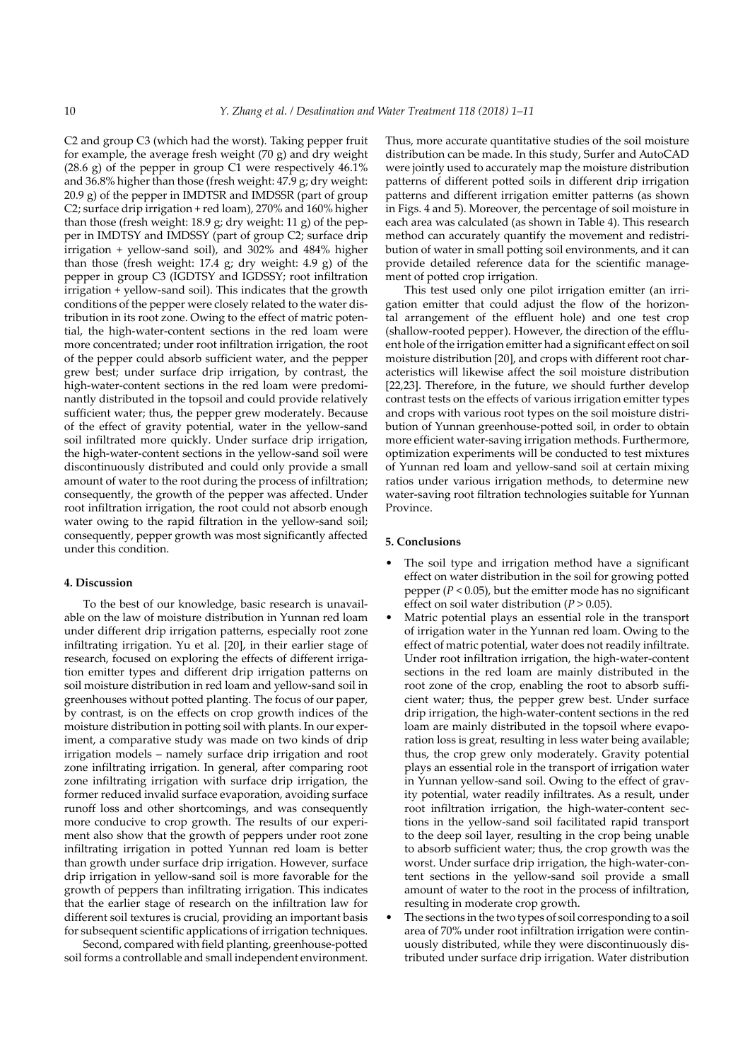C2 and group C3 (which had the worst). Taking pepper fruit for example, the average fresh weight (70 g) and dry weight (28.6 g) of the pepper in group C1 were respectively 46.1% and 36.8% higher than those (fresh weight: 47.9 g; dry weight: 20.9 g) of the pepper in IMDTSR and IMDSSR (part of group C2; surface drip irrigation + red loam), 270% and 160% higher than those (fresh weight: 18.9 g; dry weight: 11 g) of the pepper in IMDTSY and IMDSSY (part of group C2; surface drip irrigation + yellow-sand soil), and 302% and 484% higher than those (fresh weight: 17.4 g; dry weight: 4.9 g) of the pepper in group C3 (IGDTSY and IGDSSY; root infiltration irrigation + yellow-sand soil). This indicates that the growth conditions of the pepper were closely related to the water distribution in its root zone. Owing to the effect of matric potential, the high-water-content sections in the red loam were more concentrated; under root infiltration irrigation, the root of the pepper could absorb sufficient water, and the pepper grew best; under surface drip irrigation, by contrast, the high-water-content sections in the red loam were predominantly distributed in the topsoil and could provide relatively sufficient water; thus, the pepper grew moderately. Because of the effect of gravity potential, water in the yellow-sand soil infiltrated more quickly. Under surface drip irrigation, the high-water-content sections in the yellow-sand soil were discontinuously distributed and could only provide a small amount of water to the root during the process of infiltration; consequently, the growth of the pepper was affected. Under root infiltration irrigation, the root could not absorb enough water owing to the rapid filtration in the yellow-sand soil; consequently, pepper growth was most significantly affected under this condition.

## 4. Discussion

To the best of our knowledge, basic research is unavailable on the law of moisture distribution in Yunnan red loam under different drip irrigation patterns, especially root zone infiltrating irrigation. Yu et al. [20], in their earlier stage of research, focused on exploring the effects of different irrigation emitter types and different drip irrigation patterns on soil moisture distribution in red loam and yellow-sand soil in greenhouses without potted planting. The focus of our paper, by contrast, is on the effects on crop growth indices of the moisture distribution in potting soil with plants. In our experiment, a comparative study was made on two kinds of drip irrigation models – namely surface drip irrigation and root zone infiltrating irrigation. In general, after comparing root zone infiltrating irrigation with surface drip irrigation, the former reduced invalid surface evaporation, avoiding surface runoff loss and other shortcomings, and was consequently more conducive to crop growth. The results of our experiment also show that the growth of peppers under root zone infiltrating irrigation in potted Yunnan red loam is better than growth under surface drip irrigation. However, surface drip irrigation in yellow-sand soil is more favorable for the growth of peppers than infiltrating irrigation. This indicates that the earlier stage of research on the infiltration law for different soil textures is crucial, providing an important basis for subsequent scientific applications of irrigation techniques.

Second, compared with field planting, greenhouse-potted soil forms a controllable and small independent environment. Thus, more accurate quantitative studies of the soil moisture distribution can be made. In this study, Surfer and AutoCAD were jointly used to accurately map the moisture distribution patterns of different potted soils in different drip irrigation patterns and different irrigation emitter patterns (as shown in Figs. 4 and 5). Moreover, the percentage of soil moisture in each area was calculated (as shown in Table 4). This research method can accurately quantify the movement and redistribution of water in small potting soil environments, and it can provide detailed reference data for the scientific management of potted crop irrigation.

This test used only one pilot irrigation emitter (an irrigation emitter that could adjust the flow of the horizontal arrangement of the effluent hole) and one test crop (shallow-rooted pepper). However, the direction of the effluent hole of the irrigation emitter had a significant effect on soil moisture distribution [20], and crops with different root characteristics will likewise affect the soil moisture distribution [22,23]. Therefore, in the future, we should further develop contrast tests on the effects of various irrigation emitter types and crops with various root types on the soil moisture distribution of Yunnan greenhouse-potted soil, in order to obtain more efficient water-saving irrigation methods. Furthermore, optimization experiments will be conducted to test mixtures of Yunnan red loam and yellow-sand soil at certain mixing ratios under various irrigation methods, to determine new water-saving root filtration technologies suitable for Yunnan Province.

## 5. Conclusions

- The soil type and irrigation method have a significant effect on water distribution in the soil for growing potted pepper ($P < 0.05$), but the emitter mode has no significant effect on soil water distribution ($P > 0.05$).
- Matric potential plays an essential role in the transport of irrigation water in the Yunnan red loam. Owing to the effect of matric potential, water does not readily infiltrate. Under root infiltration irrigation, the high-water-content sections in the red loam are mainly distributed in the root zone of the crop, enabling the root to absorb sufficient water; thus, the pepper grew best. Under surface drip irrigation, the high-water-content sections in the red loam are mainly distributed in the topsoil where evaporation loss is great, resulting in less water being available; thus, the crop grew only moderately. Gravity potential plays an essential role in the transport of irrigation water in Yunnan yellow-sand soil. Owing to the effect of gravity potential, water readily infiltrates. As a result, under root infiltration irrigation, the high-water-content sections in the yellow-sand soil facilitated rapid transport to the deep soil layer, resulting in the crop being unable to absorb sufficient water; thus, the crop growth was the worst. Under surface drip irrigation, the high-water-content sections in the yellow-sand soil provide a small amount of water to the root in the process of infiltration, resulting in moderate crop growth.
- The sections in the two types of soil corresponding to a soil area of 70% under root infiltration irrigation were continuously distributed, while they were discontinuously distributed under surface drip irrigation. Water distribution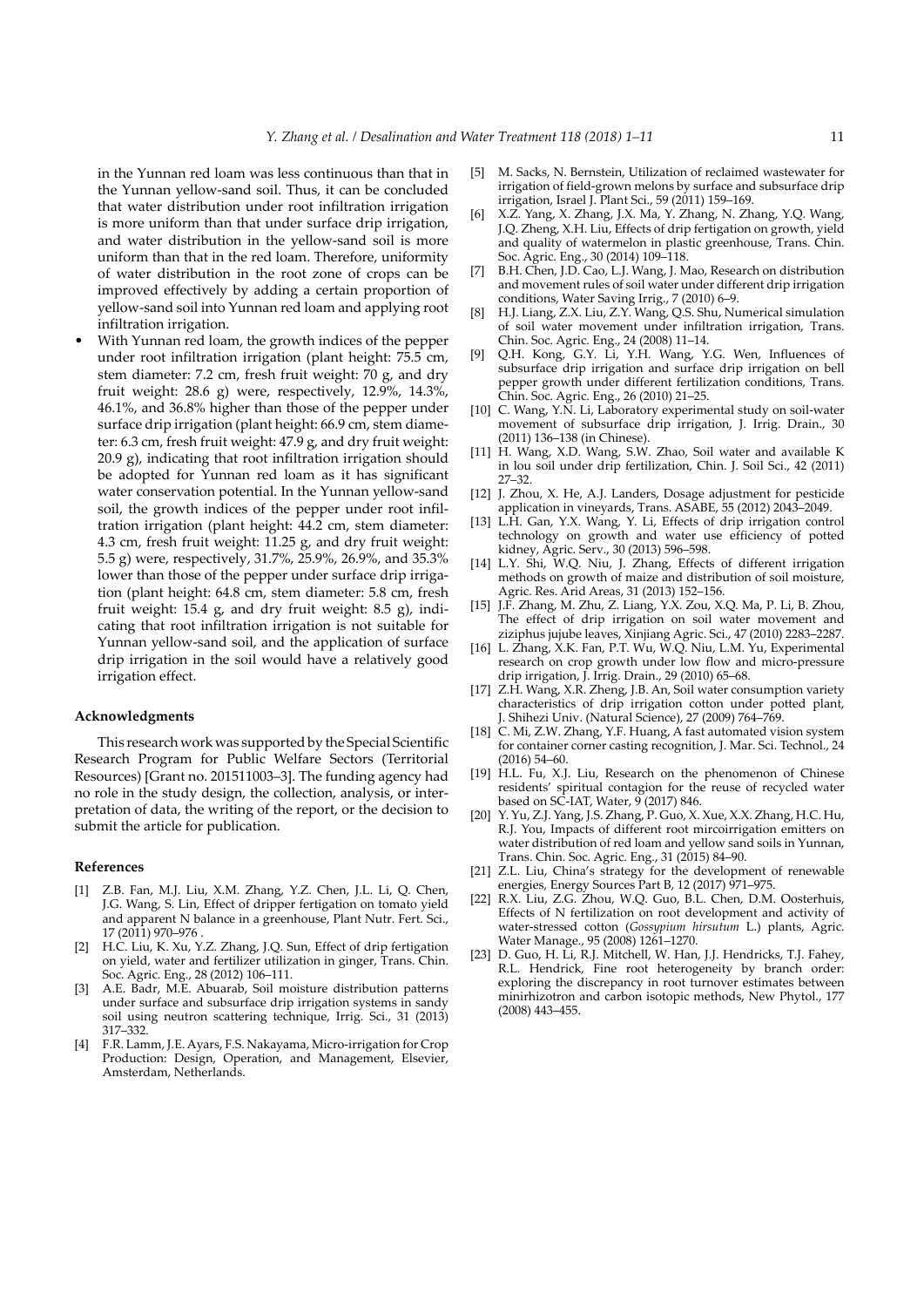in the Yunnan red loam was less continuous than that in the Yunnan yellow-sand soil. Thus, it can be concluded that water distribution under root infiltration irrigation is more uniform than that under surface drip irrigation, and water distribution in the yellow-sand soil is more uniform than that in the red loam. Therefore, uniformity of water distribution in the root zone of crops can be improved effectively by adding a certain proportion of yellow-sand soil into Yunnan red loam and applying root infiltration irrigation.

- With Yunnan red loam, the growth indices of the pepper under root infiltration irrigation (plant height: 75.5 cm, stem diameter: 7.2 cm, fresh fruit weight: 70 g, and dry fruit weight: 28.6 g) were, respectively, 12.9%, 14.3%, 46.1%, and 36.8% higher than those of the pepper under surface drip irrigation (plant height: 66.9 cm, stem diameter: 6.3 cm, fresh fruit weight: 47.9 g, and dry fruit weight: 20.9 g), indicating that root infiltration irrigation should be adopted for Yunnan red loam as it has significant water conservation potential. In the Yunnan yellow-sand soil, the growth indices of the pepper under root infiltration irrigation (plant height: 44.2 cm, stem diameter: 4.3 cm, fresh fruit weight: 11.25 g, and dry fruit weight: 5.5 g) were, respectively, 31.7%, 25.9%, 26.9%, and 35.3% lower than those of the pepper under surface drip irrigation (plant height: 64.8 cm, stem diameter: 5.8 cm, fresh fruit weight: 15.4 g, and dry fruit weight: 8.5 g), indicating that root infiltration irrigation is not suitable for Yunnan yellow-sand soil, and the application of surface drip irrigation in the soil would have a relatively good irrigation effect.

#### Acknowledgments

This research work was supported by the Special Scientific Research Program for Public Welfare Sectors (Territorial Resources) [Grant no. 201511003–3]. The funding agency had no role in the study design, the collection, analysis, or interpretation of data, the writing of the report, or the decision to submit the article for publication.

#### References

[1] Z.B. Fan, M.J. Liu, X.M. Zhang, Y.Z. Chen, J.L. Li, Q. Chen, J.G. Wang, S. Lin, Effect of dripper fertigation on tomato yield and apparent N balance in a greenhouse, Plant Nutr. Fert. Sci., 17 (2011) 970–976 .

[2] H.C. Liu, K. Xu, Y.Z. Zhang, J.Q. Sun, Effect of drip fertigation on yield, water and fertilizer utilization in ginger, Trans. Chin. Soc. Agric. Eng., 28 (2012) 106–111.

[3] A.E. Badr, M.E. Abuarab, Soil moisture distribution patterns under surface and subsurface drip irrigation systems in sandy soil using neutron scattering technique, Irrig. Sci., 31 (2013) 317–332.

[4] F.R. Lamm, J.E. Ayars, F.S. Nakayama, Micro-irrigation for Crop Production: Design, Operation, and Management, Elsevier, Amsterdam, Netherlands.

[5] M. Sacks, N. Bernstein, Utilization of reclaimed wastewater for irrigation of field-grown melons by surface and subsurface drip irrigation, Israel J. Plant Sci., 59 (2011) 159–169.

[6] X.Z. Yang, X. Zhang, J.X. Ma, Y. Zhang, N. Zhang, Y.Q. Wang, J.Q. Zheng, X.H. Liu, Effects of drip fertigation on growth, yield and quality of watermelon in plastic greenhouse, Trans. Chin. Soc. Agric. Eng., 30 (2014) 109–118.

[7] B.H. Chen, J.D. Cao, L.J. Wang, J. Mao, Research on distribution and movement rules of soil water under different drip irrigation conditions, Water Saving Irrig., 7 (2010) 6–9.

[8] H.J. Liang, Z.X. Liu, Z.Y. Wang, Q.S. Shu, Numerical simulation of soil water movement under infiltration irrigation, Trans. Chin. Soc. Agric. Eng., 24 (2008) 11–14.

[9] Q.H. Kong, G.Y. Li, Y.H. Wang, Y.G. Wen, Influences of subsurface drip irrigation and surface drip irrigation on bell pepper growth under different fertilization conditions, Trans. Chin. Soc. Agric. Eng., 26 (2010) 21–25.

[10] C. Wang, Y.N. Li, Laboratory experimental study on soil-water movement of subsurface drip irrigation, J. Irrig. Drain., 30 (2011) 136–138 (in Chinese).

[11] H. Wang, X.D. Wang, S.W. Zhao, Soil water and available K in lou soil under drip fertilization, Chin. J. Soil Sci., 42 (2011) 27–32.

[12] J. Zhou, X. He, A.J. Landers, Dosage adjustment for pesticide application in vineyards, Trans. ASABE, 55 (2012) 2043–2049.

[13] L.H. Gan, Y.X. Wang, Y. Li, Effects of drip irrigation control technology on growth and water use efficiency of potted kidney, Agric. Serv., 30 (2013) 596–598.

[14] L.Y. Shi, W.Q. Niu, J. Zhang, Effects of different irrigation methods on growth of maize and distribution of soil moisture, Agric. Res. Arid Areas, 31 (2013) 152–156.

[15] J.F. Zhang, M. Zhu, Z. Liang, Y.X. Zou, X.Q. Ma, P. Li, B. Zhou, The effect of drip irrigation on soil water movement and ziziphus jujube leaves, Xinjiang Agric. Sci., 47 (2010) 2283–2287.

[16] L. Zhang, X.K. Fan, P.T. Wu, W.Q. Niu, L.M. Yu, Experimental research on crop growth under low flow and micro-pressure drip irrigation, J. Irrig. Drain., 29 (2010) 65–68.

[17] Z.H. Wang, X.R. Zheng, J.B. An, Soil water consumption variety characteristics of drip irrigation cotton under potted plant, J. Shihezi Univ. (Natural Science), 27 (2009) 764–769.

[18] C. Mi, Z.W. Zhang, Y.F. Huang, A fast automated vision system for container corner casting recognition, J. Mar. Sci. Technol., 24 (2016) 54–60.

[19] H.L. Fu, X.J. Liu, Research on the phenomenon of Chinese residents' spiritual contagion for the reuse of recycled water based on SC-IAT, Water, 9 (2017) 846.

[20] Y. Yu, Z.J. Yang, J.S. Zhang, P. Guo, X. Xue, X.X. Zhang, H.C. Hu, R.J. You, Impacts of different root mircoirrigation emitters on water distribution of red loam and yellow sand soils in Yunnan, Trans. Chin. Soc. Agric. Eng., 31 (2015) 84–90.

[21] Z.L. Liu, China's strategy for the development of renewable energies, Energy Sources Part B, 12 (2017) 971–975.

[22] R.X. Liu, Z.G. Zhou, W.Q. Guo, B.L. Chen, D.M. Oosterhuis, Effects of N fertilization on root development and activity of water-stressed cotton (*Gossypium hirsutum* L.) plants, Agric. Water Manage., 95 (2008) 1261–1270.

[23] D. Guo, H. Li, R.J. Mitchell, W. Han, J.J. Hendricks, T.J. Fahey, R.L. Hendrick, Fine root heterogeneity by branch order: exploring the discrepancy in root turnover estimates between minirhizotron and carbon isotopic methods, New Phytol., 177 (2008) 443–455.